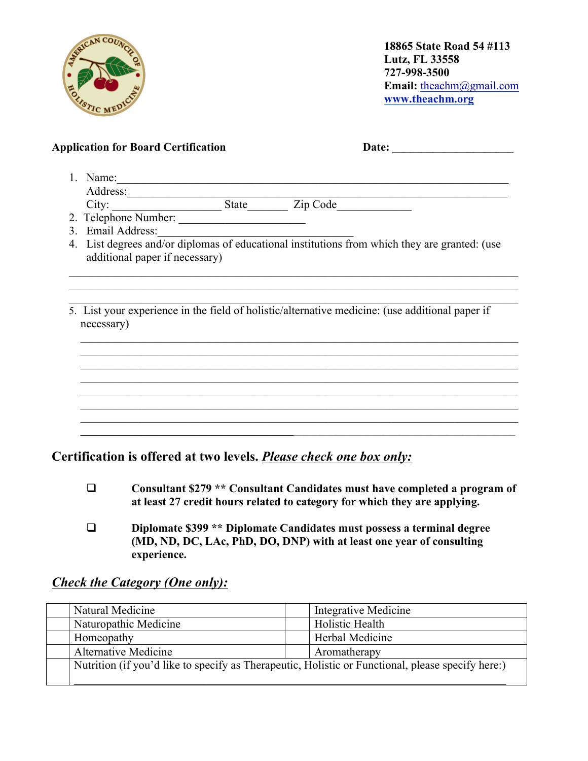18865 State Road 54 #113
Lutz, FL 33558
727-998-3500
**Email:** theachm@gmail.com
**www.theachm.org**

**Application for Board Certification** **Date: ____________________**

1. Name:_______________________________________________________________
   Address:_____________________________________________________________
   City: ___________________ State_______ Zip Code_____________
2. Telephone Number: ______________________
3. Email Address:___________________________________
4. List degrees and/or diplomas of educational institutions from which they are granted: (use additional paper if necessary)

_____________________________________________________________________________
_____________________________________________________________________________
_____________________________________________________________________________

5. List your experience in the field of holistic/alternative medicine: (use additional paper if necessary)

_____________________________________________________________________________
_____________________________________________________________________________
_____________________________________________________________________________
_____________________________________________________________________________
_____________________________________________________________________________
_____________________________________________________________________________
_____________________________________________________________________________
_____________________________________________________________________________

## Certification is offered at two levels. *Please check one box only:*

- ❑ **Consultant $279 ** Consultant Candidates must have completed a program of at least 27 credit hours related to category for which they are applying.**

- ❑ **Diplomate $399 ** Diplomate Candidates must possess a terminal degree (MD, ND, DC, LAc, PhD, DO, DNP) with at least one year of consulting experience.**

## *Check the Category (One only):*

| | | | |
|---|---|---|---|
| | Natural Medicine | | Integrative Medicine |
| | Naturopathic Medicine | | Holistic Health |
| | Homeopathy | | Herbal Medicine |
| | Alternative Medicine | | Aromatherapy |
| | Nutrition (if you'd like to specify as Therapeutic, Holistic or Functional, please specify here:) ____________________________________________ | | |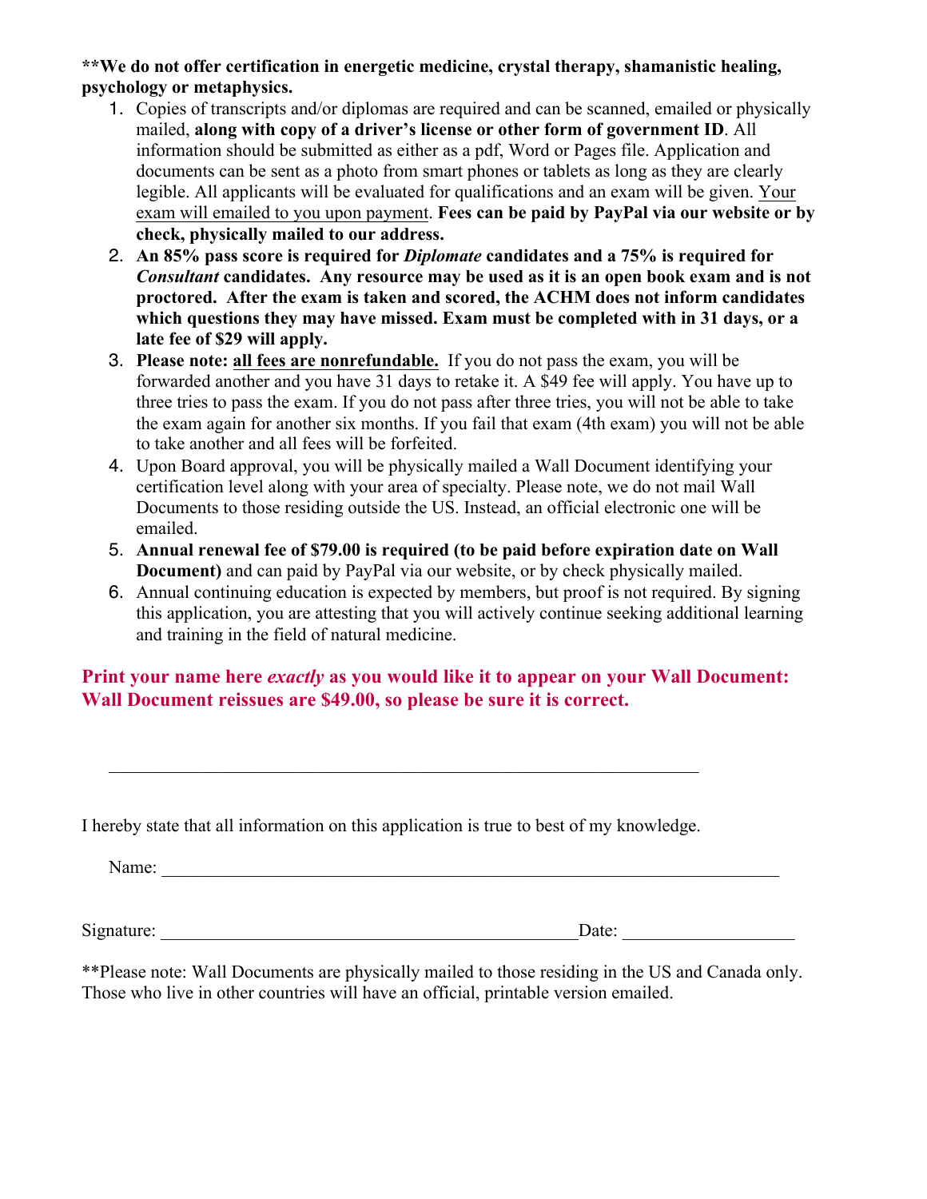**\*\*We do not offer certification in energetic medicine, crystal therapy, shamanistic healing, psychology or metaphysics.**

1. Copies of transcripts and/or diplomas are required and can be scanned, emailed or physically mailed, **along with copy of a driver's license or other form of government ID**. All information should be submitted as either as a pdf, Word or Pages file. Application and documents can be sent as a photo from smart phones or tablets as long as they are clearly legible. All applicants will be evaluated for qualifications and an exam will be given. <u>Your exam will emailed to you upon payment</u>. **Fees can be paid by PayPal via our website or by check, physically mailed to our address.**
2. **An 85% pass score is required for *Diplomate* candidates and a 75% is required for *Consultant* candidates. Any resource may be used as it is an open book exam and is not proctored. After the exam is taken and scored, the ACHM does not inform candidates which questions they may have missed. Exam must be completed with in 31 days, or a late fee of $29 will apply.**
3. **Please note: <u>all fees are nonrefundable.</u>** If you do not pass the exam, you will be forwarded another and you have 31 days to retake it. A $49 fee will apply. You have up to three tries to pass the exam. If you do not pass after three tries, you will not be able to take the exam again for another six months. If you fail that exam (4th exam) you will not be able to take another and all fees will be forfeited.
4. Upon Board approval, you will be physically mailed a Wall Document identifying your certification level along with your area of specialty. Please note, we do not mail Wall Documents to those residing outside the US. Instead, an official electronic one will be emailed.
5. **Annual renewal fee of $79.00 is required (to be paid before expiration date on Wall Document)** and can paid by PayPal via our website, or by check physically mailed.
6. Annual continuing education is expected by members, but proof is not required. By signing this application, you are attesting that you will actively continue seeking additional learning and training in the field of natural medicine.

**Print your name here *exactly* as you would like it to appear on your Wall Document: Wall Document reissues are $49.00, so please be sure it is correct.**

\_\_\_\_\_\_\_\_\_\_\_\_\_\_\_\_\_\_\_\_\_\_\_\_\_\_\_\_\_\_\_\_\_\_\_\_\_\_\_\_\_\_\_\_\_\_\_\_\_\_\_\_\_\_\_\_\_\_\_\_\_\_\_\_

I hereby state that all information on this application is true to best of my knowledge.

Name: \_\_\_\_\_\_\_\_\_\_\_\_\_\_\_\_\_\_\_\_\_\_\_\_\_\_\_\_\_\_\_\_\_\_\_\_\_\_\_\_\_\_\_\_\_\_\_\_\_\_\_\_\_\_\_\_\_\_\_\_\_\_\_\_

Signature: \_\_\_\_\_\_\_\_\_\_\_\_\_\_\_\_\_\_\_\_\_\_\_\_\_\_\_\_\_\_\_\_\_\_\_\_\_\_\_\_\_\_\_\_ Date: \_\_\_\_\_\_\_\_\_\_\_\_\_\_\_\_\_\_

\*\*Please note: Wall Documents are physically mailed to those residing in the US and Canada only. Those who live in other countries will have an official, printable version emailed.